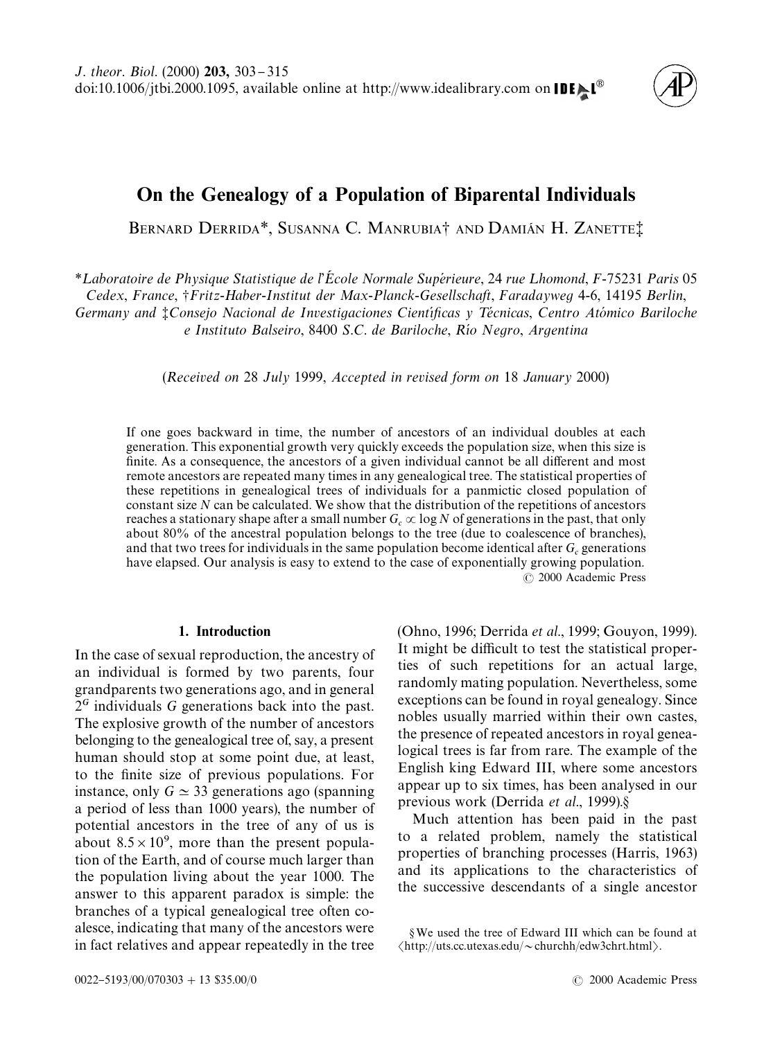# On the Genealogy of a Population of Biparental Individuals

Bernard Derrida*, Susanna C. Manrubia† and Damián H. Zanette‡

*Laboratoire de Physique Statistique de l'École Normale Supérieure, 24 rue Lhomond, F-75231 Paris 05 Cedex, France, †Fritz-Haber-Institut der Max-Planck-Gesellschaft, Faradayweg 4-6, 14195 Berlin, Germany and ‡Consejo Nacional de Investigaciones Científicas y Técnicas, Centro Atómico Bariloche e Instituto Balseiro, 8400 S.C. de Bariloche, Río Negro, Argentina

(*Received on 28 July 1999, Accepted in revised form on 18 January 2000*)

If one goes backward in time, the number of ancestors of an individual doubles at each generation. This exponential growth very quickly exceeds the population size, when this size is finite. As a consequence, the ancestors of a given individual cannot be all different and most remote ancestors are repeated many times in any genealogical tree. The statistical properties of these repetitions in genealogical trees of individuals for a panmictic closed population of constant size $N$ can be calculated. We show that the distribution of the repetitions of ancestors reaches a stationary shape after a small number $G_c \propto \log N$ of generations in the past, that only about 80% of the ancestral population belongs to the tree (due to coalescence of branches), and that two trees for individuals in the same population become identical after $G_c$ generations have elapsed. Our analysis is easy to extend to the case of exponentially growing population.

© 2000 Academic Press

## 1. Introduction

In the case of sexual reproduction, the ancestry of an individual is formed by two parents, four grandparents two generations ago, and in general $2^G$ individuals $G$ generations back into the past. The explosive growth of the number of ancestors belonging to the genealogical tree of, say, a present human should stop at some point due, at least, to the finite size of previous populations. For instance, only $G \simeq 33$ generations ago (spanning a period of less than 1000 years), the number of potential ancestors in the tree of any of us is about $8.5 \times 10^9$, more than the present population of the Earth, and of course much larger than the population living about the year 1000. The answer to this apparent paradox is simple: the branches of a typical genealogical tree often coalesce, indicating that many of the ancestors were in fact relatives and appear repeatedly in the tree (Ohno, 1996; Derrida *et al*., 1999; Gouyon, 1999). It might be difficult to test the statistical properties of such repetitions for an actual large, randomly mating population. Nevertheless, some exceptions can be found in royal genealogy. Since nobles usually married within their own castes, the presence of repeated ancestors in royal genealogical trees is far from rare. The example of the English king Edward III, where some ancestors appear up to six times, has been analysed in our previous work (Derrida *et al*., 1999).§

Much attention has been paid in the past to a related problem, namely the statistical properties of branching processes (Harris, 1963) and its applications to the characteristics of the successive descendants of a single ancestor

§We used the tree of Edward III which can be found at ⟨http://uts.cc.utexas.edu/~churchh/edw3chrt.html⟩.

0022-5193/00/070303 + 13 $35.00/0 © 2000 Academic Press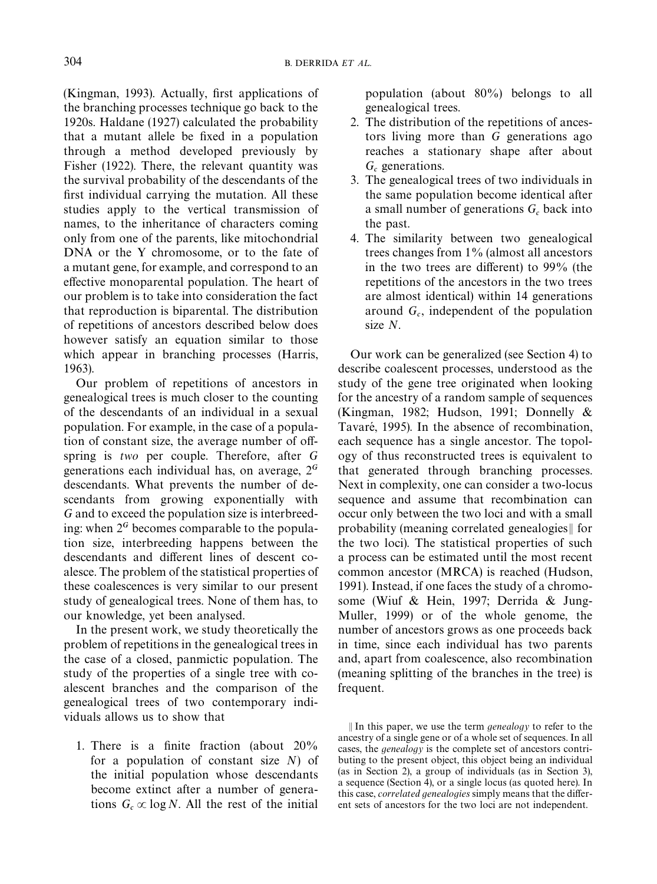(Kingman, 1993). Actually, first applications of the branching processes technique go back to the 1920s. Haldane (1927) calculated the probability that a mutant allele be fixed in a population through a method developed previously by Fisher (1922). There, the relevant quantity was the survival probability of the descendants of the first individual carrying the mutation. All these studies apply to the vertical transmission of names, to the inheritance of characters coming only from one of the parents, like mitochondrial DNA or the Y chromosome, or to the fate of a mutant gene, for example, and correspond to an effective monoparental population. The heart of our problem is to take into consideration the fact that reproduction is biparental. The distribution of repetitions of ancestors described below does however satisfy an equation similar to those which appear in branching processes (Harris, 1963).

Our problem of repetitions of ancestors in genealogical trees is much closer to the counting of the descendants of an individual in a sexual population. For example, in the case of a population of constant size, the average number of offspring is *two* per couple. Therefore, after $G$ generations each individual has, on average, $2^G$ descendants. What prevents the number of descendants from growing exponentially with $G$ and to exceed the population size is interbreeding: when $2^G$ becomes comparable to the population size, interbreeding happens between the descendants and different lines of descent coalesce. The problem of the statistical properties of these coalescences is very similar to our present study of genealogical trees. None of them has, to our knowledge, yet been analysed.

In the present work, we study theoretically the problem of repetitions in the genealogical trees in the case of a closed, panmictic population. The study of the properties of a single tree with coalescent branches and the comparison of the genealogical trees of two contemporary individuals allows us to show that

1. There is a finite fraction (about 20% for a population of constant size $N$) of the initial population whose descendants become extinct after a number of generations $G_c \propto \log N$. All the rest of the initial population (about 80%) belongs to all genealogical trees.
2. The distribution of the repetitions of ancestors living more than $G$ generations ago reaches a stationary shape after about $G_c$ generations.
3. The genealogical trees of two individuals in the same population become identical after a small number of generations $G_c$ back into the past.
4. The similarity between two genealogical trees changes from 1% (almost all ancestors in the two trees are different) to 99% (the repetitions of the ancestors in the two trees are almost identical) within 14 generations around $G_c$, independent of the population size $N$.

Our work can be generalized (see Section 4) to describe coalescent processes, understood as the study of the gene tree originated when looking for the ancestry of a random sample of sequences (Kingman, 1982; Hudson, 1991; Donnelly & Tavaré, 1995). In the absence of recombination, each sequence has a single ancestor. The topology of thus reconstructed trees is equivalent to that generated through branching processes. Next in complexity, one can consider a two-locus sequence and assume that recombination can occur only between the two loci and with a small probability (meaning correlated genealogies‖ for the two loci). The statistical properties of such a process can be estimated until the most recent common ancestor (MRCA) is reached (Hudson, 1991). Instead, if one faces the study of a chromosome (Wiuf & Hein, 1997; Derrida & Jung-Muller, 1999) or of the whole genome, the number of ancestors grows as one proceeds back in time, since each individual has two parents and, apart from coalescence, also recombination (meaning splitting of the branches in the tree) is frequent.

‖ In this paper, we use the term *genealogy* to refer to the ancestry of a single gene or of a whole set of sequences. In all cases, the *genealogy* is the complete set of ancestors contributing to the present object, this object being an individual (as in Section 2), a group of individuals (as in Section 3), a sequence (Section 4), or a single locus (as quoted here). In this case, *correlated genealogies* simply means that the different sets of ancestors for the two loci are not independent.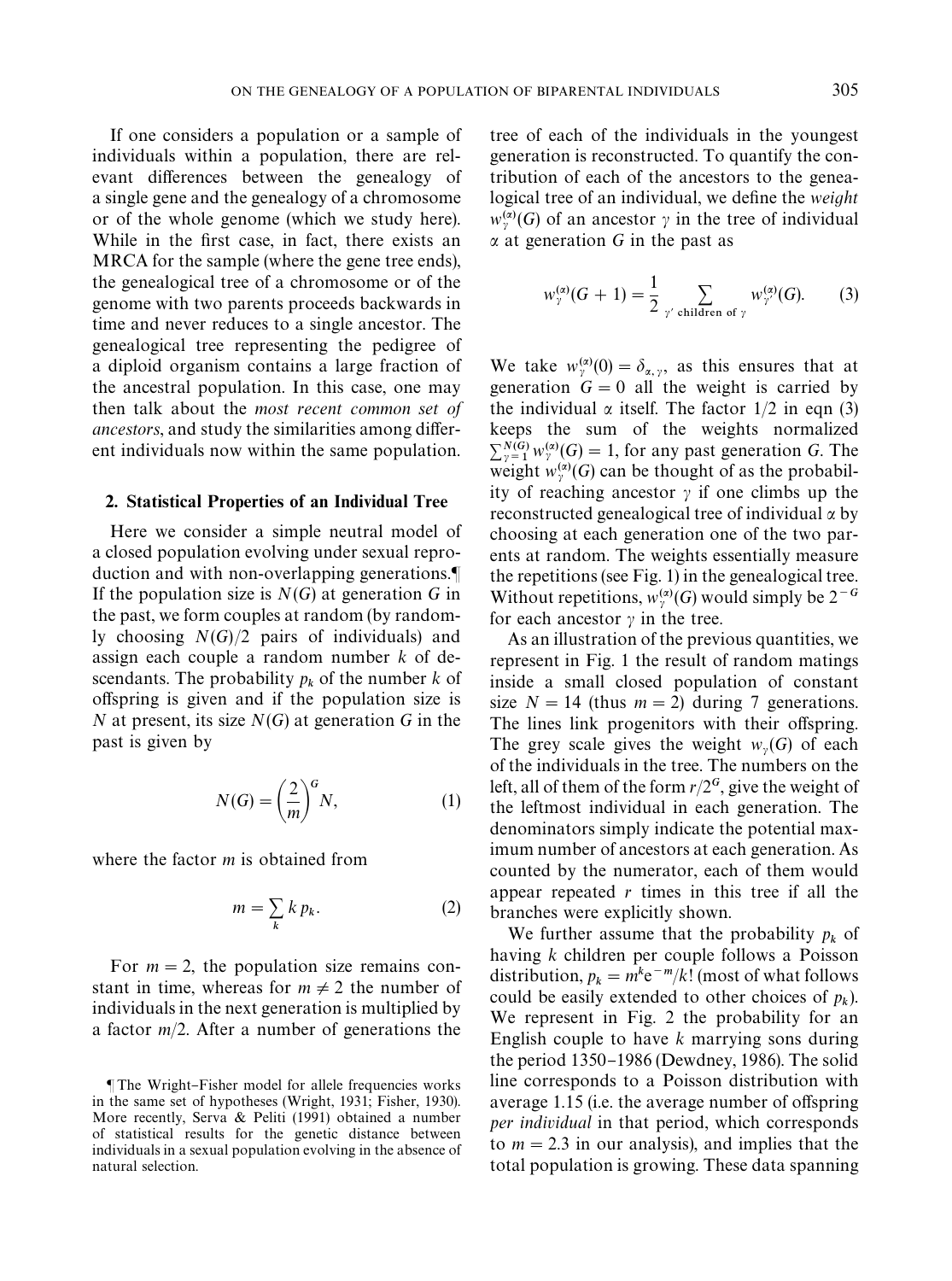If one considers a population or a sample of individuals within a population, there are relevant differences between the genealogy of a single gene and the genealogy of a chromosome or of the whole genome (which we study here). While in the first case, in fact, there exists an MRCA for the sample (where the gene tree ends), the genealogical tree of a chromosome or of the genome with two parents proceeds backwards in time and never reduces to a single ancestor. The genealogical tree representing the pedigree of a diploid organism contains a large fraction of the ancestral population. In this case, one may then talk about the *most recent common set of ancestors*, and study the similarities among different individuals now within the same population.

## 2. Statistical Properties of an Individual Tree

Here we consider a simple neutral model of a closed population evolving under sexual reproduction and with non-overlapping generations.¶ If the population size is $N(G)$ at generation $G$ in the past, we form couples at random (by randomly choosing $N(G)/2$ pairs of individuals) and assign each couple a random number $k$ of descendants. The probability $p_k$ of the number $k$ of offspring is given and if the population size is $N$ at present, its size $N(G)$ at generation $G$ in the past is given by

$$N(G) = \left(\frac{2}{m}\right)^G N, \tag{1}$$

where the factor $m$ is obtained from

$$m = \sum_k k\, p_k. \tag{2}$$

For $m = 2$, the population size remains constant in time, whereas for $m \neq 2$ the number of individuals in the next generation is multiplied by a factor $m/2$. After a number of generations the tree of each of the individuals in the youngest generation is reconstructed. To quantify the contribution of each of the ancestors to the genealogical tree of an individual, we define the *weight* $w_\gamma^{(\alpha)}(G)$ of an ancestor $\gamma$ in the tree of individual $\alpha$ at generation $G$ in the past as

$$w_\gamma^{(\alpha)}(G+1) = \frac{1}{2} \sum_{\gamma' \text{ children of } \gamma} w_{\gamma'}^{(\alpha)}(G). \tag{3}$$

We take $w_\gamma^{(\alpha)}(0) = \delta_{\alpha,\gamma}$, as this ensures that at generation $G = 0$ all the weight is carried by the individual $\alpha$ itself. The factor 1/2 in eqn (3) keeps the sum of the weights normalized $\sum_{\gamma=1}^{N(G)} w_\gamma^{(\alpha)}(G) = 1$, for any past generation $G$. The weight $w_\gamma^{(\alpha)}(G)$ can be thought of as the probability of reaching ancestor $\gamma$ if one climbs up the reconstructed genealogical tree of individual $\alpha$ by choosing at each generation one of the two parents at random. The weights essentially measure the repetitions (see Fig. 1) in the genealogical tree. Without repetitions, $w_\gamma^{(\alpha)}(G)$ would simply be $2^{-G}$ for each ancestor $\gamma$ in the tree.

As an illustration of the previous quantities, we represent in Fig. 1 the result of random matings inside a small closed population of constant size $N = 14$ (thus $m = 2$) during 7 generations. The lines link progenitors with their offspring. The grey scale gives the weight $w_\gamma(G)$ of each of the individuals in the tree. The numbers on the left, all of them of the form $r/2^G$, give the weight of the leftmost individual in each generation. The denominators simply indicate the potential maximum number of ancestors at each generation. As counted by the numerator, each of them would appear repeated $r$ times in this tree if all the branches were explicitly shown.

We further assume that the probability $p_k$ of having $k$ children per couple follows a Poisson distribution, $p_k = m^k e^{-m}/k!$ (most of what follows could be easily extended to other choices of $p_k$). We represent in Fig. 2 the probability for an English couple to have $k$ marrying sons during the period 1350–1986 (Dewdney, 1986). The solid line corresponds to a Poisson distribution with average 1.15 (i.e. the average number of offspring *per individual* in that period, which corresponds to $m = 2.3$ in our analysis), and implies that the total population is growing. These data spanning

¶ The Wright–Fisher model for allele frequencies works in the same set of hypotheses (Wright, 1931; Fisher, 1930). More recently, Serva & Peliti (1991) obtained a number of statistical results for the genetic distance between individuals in a sexual population evolving in the absence of natural selection.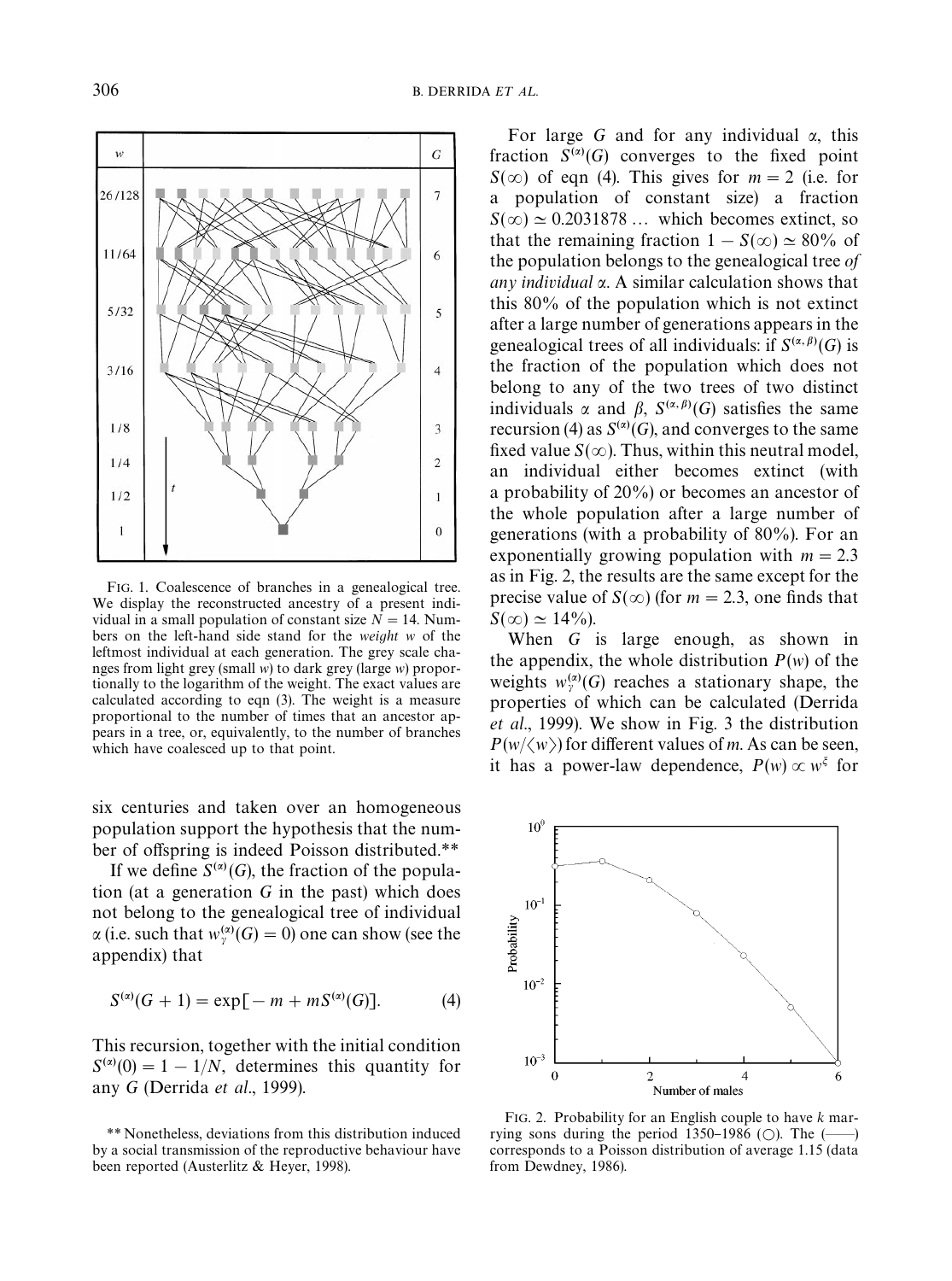FIG. 1. Coalescence of branches in a genealogical tree. We display the reconstructed ancestry of a present individual in a small population of constant size $N = 14$. Numbers on the left-hand side stand for the *weight* $w$ of the leftmost individual at each generation. The grey scale changes from light grey (small $w$) to dark grey (large $w$) proportionally to the logarithm of the weight. The exact values are calculated according to eqn (3). The weight is a measure proportional to the number of times that an ancestor appears in a tree, or, equivalently, to the number of branches which have coalesced up to that point.

six centuries and taken over an homogeneous population support the hypothesis that the number of offspring is indeed Poisson distributed.**

If we define $S^{(\alpha)}(G)$, the fraction of the population (at a generation $G$ in the past) which does not belong to the genealogical tree of individual $\alpha$ (i.e. such that $w_{\gamma}^{(\alpha)}(G) = 0$) one can show (see the appendix) that

$$S^{(\alpha)}(G+1) = \exp[-m + mS^{(\alpha)}(G)]. \qquad (4)$$

This recursion, together with the initial condition $S^{(\alpha)}(0) = 1 - 1/N$, determines this quantity for any $G$ (Derrida *et al*., 1999).

** Nonetheless, deviations from this distribution induced by a social transmission of the reproductive behaviour have been reported (Austerlitz & Heyer, 1998).

For large $G$ and for any individual $\alpha$, this fraction $S^{(\alpha)}(G)$ converges to the fixed point $S(\infty)$ of eqn (4). This gives for $m = 2$ (i.e. for a population of constant size) a fraction $S(\infty) \simeq 0.2031878 \ldots$ which becomes extinct, so that the remaining fraction $1 - S(\infty) \simeq 80\%$ of the population belongs to the genealogical tree *of any individual* $\alpha$. A similar calculation shows that this 80% of the population which is not extinct after a large number of generations appears in the genealogical trees of all individuals: if $S^{(\alpha,\beta)}(G)$ is the fraction of the population which does not belong to any of the two trees of two distinct individuals $\alpha$ and $\beta$, $S^{(\alpha,\beta)}(G)$ satisfies the same recursion (4) as $S^{(\alpha)}(G)$, and converges to the same fixed value $S(\infty)$. Thus, within this neutral model, an individual either becomes extinct (with a probability of 20%) or becomes an ancestor of the whole population after a large number of generations (with a probability of 80%). For an exponentially growing population with $m = 2.3$ as in Fig. 2, the results are the same except for the precise value of $S(\infty)$ (for $m = 2.3$, one finds that $S(\infty) \simeq 14\%$).

When $G$ is large enough, as shown in the appendix, the whole distribution $P(w)$ of the weights $w_{\gamma}^{(\alpha)}(G)$ reaches a stationary shape, the properties of which can be calculated (Derrida *et al*., 1999). We show in Fig. 3 the distribution $P(w/\langle w \rangle)$ for different values of $m$. As can be seen, it has a power-law dependence, $P(w) \propto w^{\xi}$ for

FIG. 2. Probability for an English couple to have $k$ marrying sons during the period 1350–1986 (○). The (——) corresponds to a Poisson distribution of average 1.15 (data from Dewdney, 1986).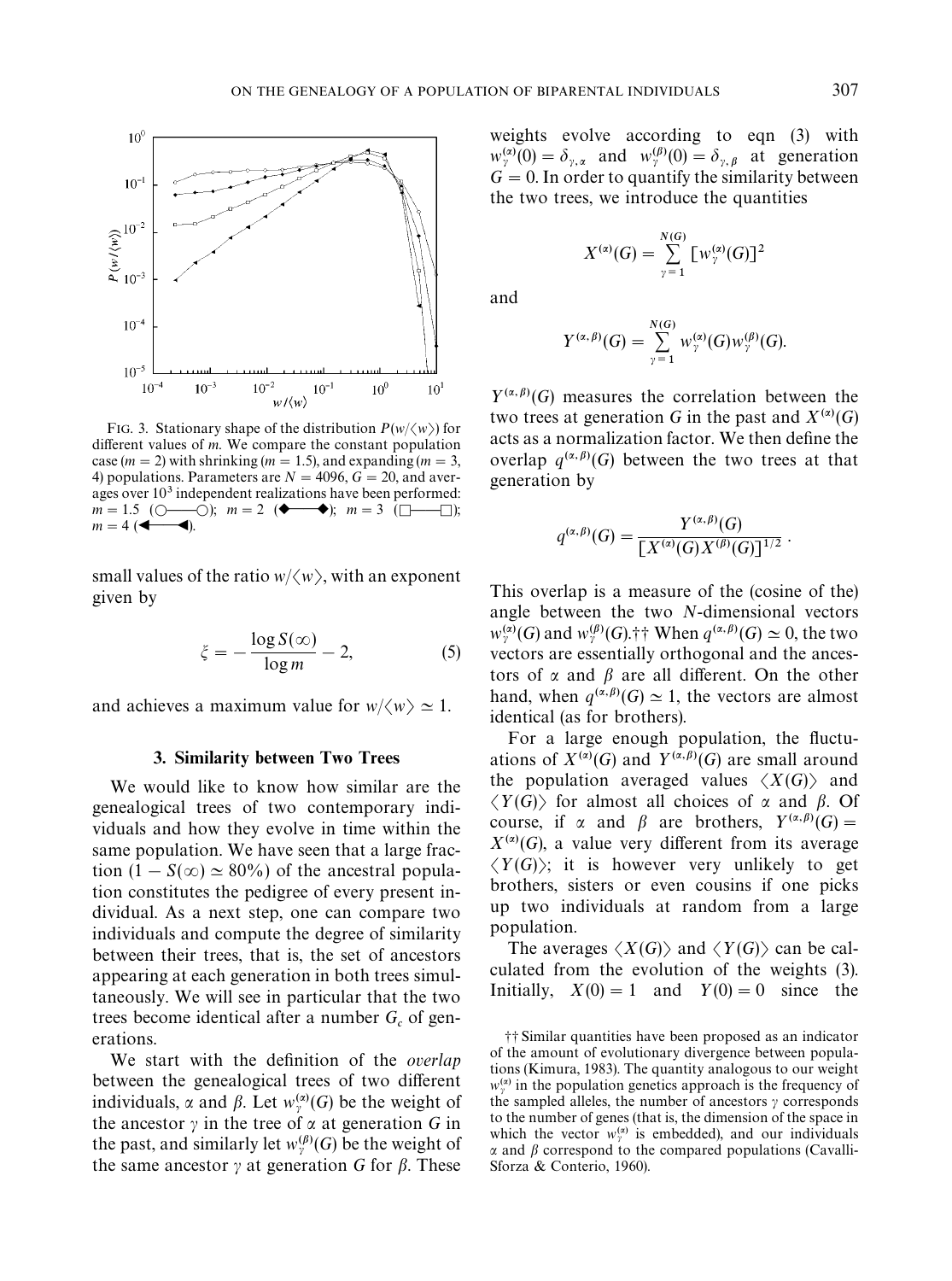FIG. 3. Stationary shape of the distribution $P(w/\langle w\rangle)$ for different values of $m$. We compare the constant population case ($m = 2$) with shrinking ($m = 1.5$), and expanding ($m = 3$, 4) populations. Parameters are $N = 4096$, $G = 20$, and averages over $10^3$ independent realizations have been performed: $m = 1.5$ (○—○); $m = 2$ (◆—◆); $m = 3$ (□—□); $m = 4$ (◀—◀).

small values of the ratio $w/\langle w\rangle$, with an exponent given by

$$\xi = -\frac{\log S(\infty)}{\log m} - 2, \tag{5}$$

and achieves a maximum value for $w/\langle w\rangle \simeq 1$.

### 3. Similarity between Two Trees

We would like to know how similar are the genealogical trees of two contemporary individuals and how they evolve in time within the same population. We have seen that a large fraction ($1 - S(\infty) \simeq 80\%$) of the ancestral population constitutes the pedigree of every present individual. As a next step, one can compare two individuals and compute the degree of similarity between their trees, that is, the set of ancestors appearing at each generation in both trees simultaneously. We will see in particular that the two trees become identical after a number $G_c$ of generations.

We start with the definition of the *overlap* between the genealogical trees of two different individuals, $\alpha$ and $\beta$. Let $w_\gamma^{(\alpha)}(G)$ be the weight of the ancestor $\gamma$ in the tree of $\alpha$ at generation $G$ in the past, and similarly let $w_\gamma^{(\beta)}(G)$ be the weight of the same ancestor $\gamma$ at generation $G$ for $\beta$. These weights evolve according to eqn (3) with $w_\gamma^{(\alpha)}(0) = \delta_{\gamma,\alpha}$ and $w_\gamma^{(\beta)}(0) = \delta_{\gamma,\beta}$ at generation $G = 0$. In order to quantify the similarity between the two trees, we introduce the quantities

$$X^{(\alpha)}(G) = \sum_{\gamma=1}^{N(G)} [w_\gamma^{(\alpha)}(G)]^2$$

and

$$Y^{(\alpha,\beta)}(G) = \sum_{\gamma=1}^{N(G)} w_\gamma^{(\alpha)}(G) w_\gamma^{(\beta)}(G).$$

$Y^{(\alpha,\beta)}(G)$ measures the correlation between the two trees at generation $G$ in the past and $X^{(\alpha)}(G)$ acts as a normalization factor. We then define the overlap $q^{(\alpha,\beta)}(G)$ between the two trees at that generation by

$$q^{(\alpha,\beta)}(G) = \frac{Y^{(\alpha,\beta)}(G)}{[X^{(\alpha)}(G) X^{(\beta)}(G)]^{1/2}}.$$

This overlap is a measure of the (cosine of the) angle between the two $N$-dimensional vectors $w_\gamma^{(\alpha)}(G)$ and $w_\gamma^{(\beta)}(G)$.†† When $q^{(\alpha,\beta)}(G) \simeq 0$, the two vectors are essentially orthogonal and the ancestors of $\alpha$ and $\beta$ are all different. On the other hand, when $q^{(\alpha,\beta)}(G) \simeq 1$, the vectors are almost identical (as for brothers).

For a large enough population, the fluctuations of $X^{(\alpha)}(G)$ and $Y^{(\alpha,\beta)}(G)$ are small around the population averaged values $\langle X(G)\rangle$ and $\langle Y(G)\rangle$ for almost all choices of $\alpha$ and $\beta$. Of course, if $\alpha$ and $\beta$ are brothers, $Y^{(\alpha,\beta)}(G) = X^{(\alpha)}(G)$, a value very different from its average $\langle Y(G)\rangle$; it is however very unlikely to get brothers, sisters or even cousins if one picks up two individuals at random from a large population.

The averages $\langle X(G)\rangle$ and $\langle Y(G)\rangle$ can be calculated from the evolution of the weights (3). Initially, $X(0) = 1$ and $Y(0) = 0$ since the

†† Similar quantities have been proposed as an indicator of the amount of evolutionary divergence between populations (Kimura, 1983). The quantity analogous to our weight $w_\gamma^{(\alpha)}$ in the population genetics approach is the frequency of the sampled alleles, the number of ancestors $\gamma$ corresponds to the number of genes (that is, the dimension of the space in which the vector $w_\gamma^{(\alpha)}$ is embedded), and our individuals $\alpha$ and $\beta$ correspond to the compared populations (Cavalli-Sforza & Conterio, 1960).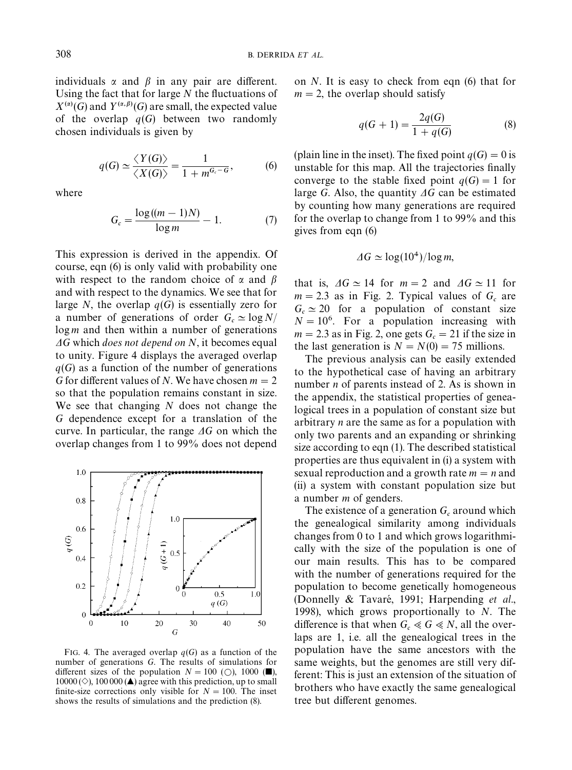individuals α and β in any pair are different. Using the fact that for large $N$ the fluctuations of $X^{(\alpha)}(G)$ and $Y^{(\alpha,\beta)}(G)$ are small, the expected value of the overlap $q(G)$ between two randomly chosen individuals is given by

$$q(G) \simeq \frac{\langle Y(G) \rangle}{\langle X(G) \rangle} = \frac{1}{1 + m^{G_c - G}}, \tag{6}$$

where

$$G_c = \frac{\log((m-1)N)}{\log m} - 1. \tag{7}$$

This expression is derived in the appendix. Of course, eqn (6) is only valid with probability one with respect to the random choice of α and β and with respect to the dynamics. We see that for large $N$, the overlap $q(G)$ is essentially zero for a number of generations of order $G_c \simeq \log N / \log m$ and then within a number of generations $\Delta G$ which *does not depend on N*, it becomes equal to unity. Figure 4 displays the averaged overlap $q(G)$ as a function of the number of generations $G$ for different values of $N$. We have chosen $m = 2$ so that the population remains constant in size. We see that changing $N$ does not change the $G$ dependence except for a translation of the curve. In particular, the range $\Delta G$ on which the overlap changes from 1 to 99% does not depend on $N$. It is easy to check from eqn (6) that for $m = 2$, the overlap should satisfy

$$q(G+1) = \frac{2q(G)}{1 + q(G)} \tag{8}$$

(plain line in the inset). The fixed point $q(G) = 0$ is unstable for this map. All the trajectories finally converge to the stable fixed point $q(G) = 1$ for large $G$. Also, the quantity $\Delta G$ can be estimated by counting how many generations are required for the overlap to change from 1 to 99% and this gives from eqn (6)

$$\Delta G \simeq \log(10^4)/\log m,$$

that is, $\Delta G \simeq 14$ for $m = 2$ and $\Delta G \simeq 11$ for $m = 2.3$ as in Fig. 2. Typical values of $G_c$ are $G_c \simeq 20$ for a population of constant size $N = 10^6$. For a population increasing with $m = 2.3$ as in Fig. 2, one gets $G_c = 21$ if the size in the last generation is $N = N(0) = 75$ millions.

The previous analysis can be easily extended to the hypothetical case of having an arbitrary number $n$ of parents instead of 2. As is shown in the appendix, the statistical properties of genealogical trees in a population of constant size but arbitrary $n$ are the same as for a population with only two parents and an expanding or shrinking size according to eqn (1). The described statistical properties are thus equivalent in (i) a system with sexual reproduction and a growth rate $m = n$ and (ii) a system with constant population size but a number $m$ of genders.

The existence of a generation $G_c$ around which the genealogical similarity among individuals changes from 0 to 1 and which grows logarithmically with the size of the population is one of our main results. This has to be compared with the number of generations required for the population to become genetically homogeneous (Donnelly & Tavaré, 1991; Harpending *et al.*, 1998), which grows proportionally to $N$. The difference is that when $G_c \ll G \ll N$, all the overlaps are 1, i.e. all the genealogical trees in the population have the same ancestors with the same weights, but the genomes are still very different: This is just an extension of the situation of brothers who have exactly the same genealogical tree but different genomes.

FIG. 4. The averaged overlap $q(G)$ as a function of the number of generations $G$. The results of simulations for different sizes of the population $N = 100$ (○), 1000 (■), 10000 (◇), 100 000 (▲) agree with this prediction, up to small finite-size corrections only visible for $N = 100$. The inset shows the results of simulations and the prediction (8).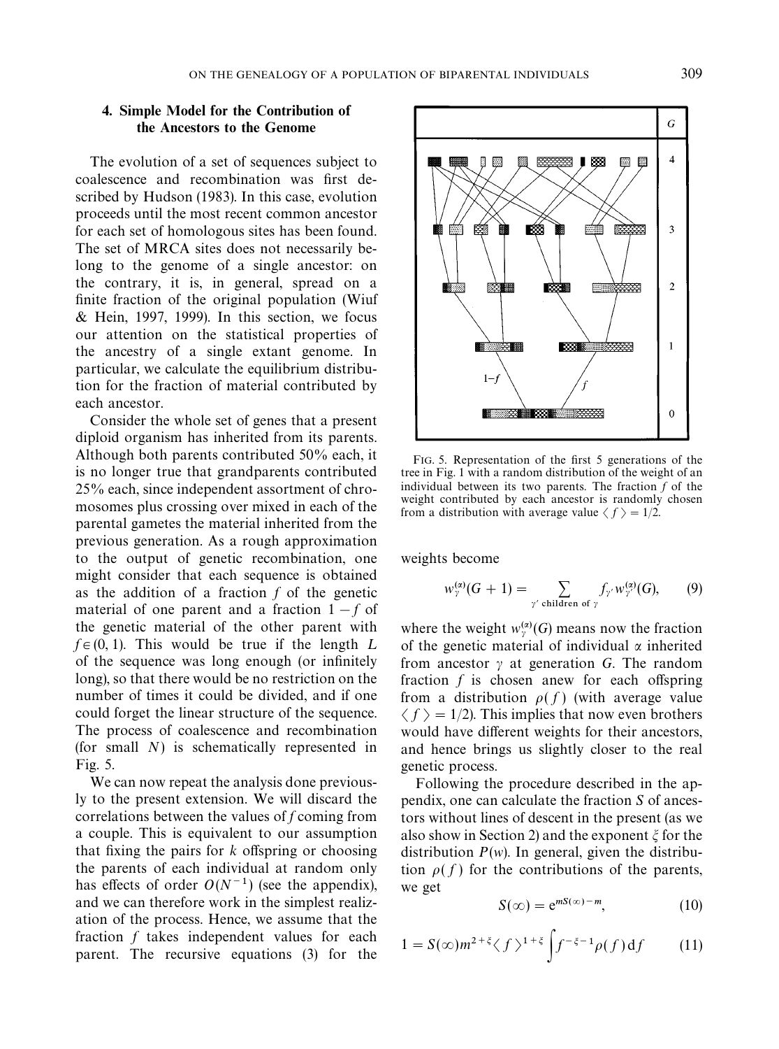## 4. Simple Model for the Contribution of the Ancestors to the Genome

The evolution of a set of sequences subject to coalescence and recombination was first described by Hudson (1983). In this case, evolution proceeds until the most recent common ancestor for each set of homologous sites has been found. The set of MRCA sites does not necessarily belong to the genome of a single ancestor: on the contrary, it is, in general, spread on a finite fraction of the original population (Wiuf & Hein, 1997, 1999). In this section, we focus our attention on the statistical properties of the ancestry of a single extant genome. In particular, we calculate the equilibrium distribution for the fraction of material contributed by each ancestor.

Consider the whole set of genes that a present diploid organism has inherited from its parents. Although both parents contributed 50% each, it is no longer true that grandparents contributed 25% each, since independent assortment of chromosomes plus crossing over mixed in each of the parental gametes the material inherited from the previous generation. As a rough approximation to the output of genetic recombination, one might consider that each sequence is obtained as the addition of a fraction $f$ of the genetic material of one parent and a fraction $1-f$ of the genetic material of the other parent with $f \in (0, 1)$. This would be true if the length $L$ of the sequence was long enough (or infinitely long), so that there would be no restriction on the number of times it could be divided, and if one could forget the linear structure of the sequence. The process of coalescence and recombination (for small $N$) is schematically represented in Fig. 5.

We can now repeat the analysis done previously to the present extension. We will discard the correlations between the values of $f$ coming from a couple. This is equivalent to our assumption that fixing the pairs for $k$ offspring or choosing the parents of each individual at random only has effects of order $O(N^{-1})$ (see the appendix), and we can therefore work in the simplest realization of the process. Hence, we assume that the fraction $f$ takes independent values for each parent. The recursive equations (3) for the weights become

$$w_{\gamma}^{(\alpha)}(G+1) = \sum_{\gamma' \text{ children of } \gamma} f_{\gamma'} w_{\gamma'}^{(\alpha)}(G), \tag{9}$$

where the weight $w_{\gamma}^{(\alpha)}(G)$ means now the fraction of the genetic material of individual $\alpha$ inherited from ancestor $\gamma$ at generation $G$. The random fraction $f$ is chosen anew for each offspring from a distribution $\rho(f)$ (with average value $\langle f \rangle = 1/2$). This implies that now even brothers would have different weights for their ancestors, and hence brings us slightly closer to the real genetic process.

Following the procedure described in the appendix, one can calculate the fraction $S$ of ancestors without lines of descent in the present (as we also show in Section 2) and the exponent $\xi$ for the distribution $P(w)$. In general, given the distribution $\rho(f)$ for the contributions of the parents, we get

$$S(\infty) = e^{mS(\infty) - m}, \tag{10}$$

$$1 = S(\infty) m^{2+\xi} \langle f \rangle^{1+\xi} \int f^{-\xi-1} \rho(f)\, \mathrm{d}f \tag{11}$$

FIG. 5. Representation of the first 5 generations of the tree in Fig. 1 with a random distribution of the weight of an individual between its two parents. The fraction $f$ of the weight contributed by each ancestor is randomly chosen from a distribution with average value $\langle f \rangle = 1/2$.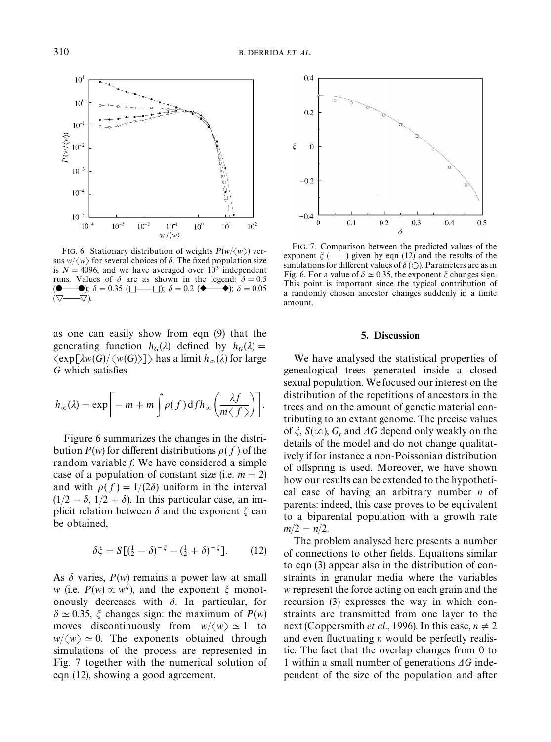FIG. 6. Stationary distribution of weights $P(w/\langle w \rangle)$ versus $w/\langle w \rangle$ for several choices of $\delta$. The fixed population size is $N = 4096$, and we have averaged over $10^3$ independent runs. Values of $\delta$ are as shown in the legend: $\delta = 0.5$ (●——●); $\delta = 0.35$ (□——□); $\delta = 0.2$ (◆——◆); $\delta = 0.05$ (▽——▽).

FIG. 7. Comparison between the predicted values of the exponent $\xi$ (——) given by eqn (12) and the results of the simulations for different values of $\delta$ (○). Parameters are as in Fig. 6. For a value of $\delta \simeq 0.35$, the exponent $\xi$ changes sign. This point is important since the typical contribution of a randomly chosen ancestor changes suddenly in a finite amount.

as one can easily show from eqn (9) that the generating function $h_G(\lambda)$ defined by $h_G(\lambda) = \langle \exp[\lambda w(G)/\langle w(G) \rangle] \rangle$ has a limit $h_\infty(\lambda)$ for large $G$ which satisfies

$$h_\infty(\lambda) = \exp\left[ -m + m \int \rho(f)\, \mathrm{d}f\, h_\infty\left( \frac{\lambda f}{m \langle f \rangle} \right) \right].$$

Figure 6 summarizes the changes in the distribution $P(w)$ for different distributions $\rho(f)$ of the random variable $f$. We have considered a simple case of a population of constant size (i.e. $m = 2$) and with $\rho(f) = 1/(2\delta)$ uniform in the interval $(1/2 - \delta,\, 1/2 + \delta)$. In this particular case, an implicit relation between $\delta$ and the exponent $\xi$ can be obtained,

$$\delta \xi = S\left[ (\tfrac{1}{2} - \delta)^{-\xi} - (\tfrac{1}{2} + \delta)^{-\xi} \right]. \qquad (12)$$

As $\delta$ varies, $P(w)$ remains a power law at small $w$ (i.e. $P(w) \propto w^{\xi}$), and the exponent $\xi$ monotonously decreases with $\delta$. In particular, for $\delta \simeq 0.35$, $\xi$ changes sign: the maximum of $P(w)$ moves discontinuously from $w/\langle w \rangle \simeq 1$ to $w/\langle w \rangle \simeq 0$. The exponents obtained through simulations of the process are represented in Fig. 7 together with the numerical solution of eqn (12), showing a good agreement.

## 5. Discussion

We have analysed the statistical properties of genealogical trees generated inside a closed sexual population. We focused our interest on the distribution of the repetitions of ancestors in the trees and on the amount of genetic material contributing to an extant genome. The precise values of $\xi$, $S(\infty)$, $G_c$ and $\Delta G$ depend only weakly on the details of the model and do not change qualitatively if for instance a non-Poissonian distribution of offspring is used. Moreover, we have shown how our results can be extended to the hypothetical case of having an arbitrary number $n$ of parents: indeed, this case proves to be equivalent to a biparental population with a growth rate $m/2 = n/2$.

The problem analysed here presents a number of connections to other fields. Equations similar to eqn (3) appear also in the distribution of constraints in granular media where the variables $w$ represent the force acting on each grain and the recursion (3) expresses the way in which constraints are transmitted from one layer to the next (Coppersmith *et al.*, 1996). In this case, $n \neq 2$ and even fluctuating $n$ would be perfectly realistic. The fact that the overlap changes from 0 to 1 within a small number of generations $\Delta G$ independent of the size of the population and after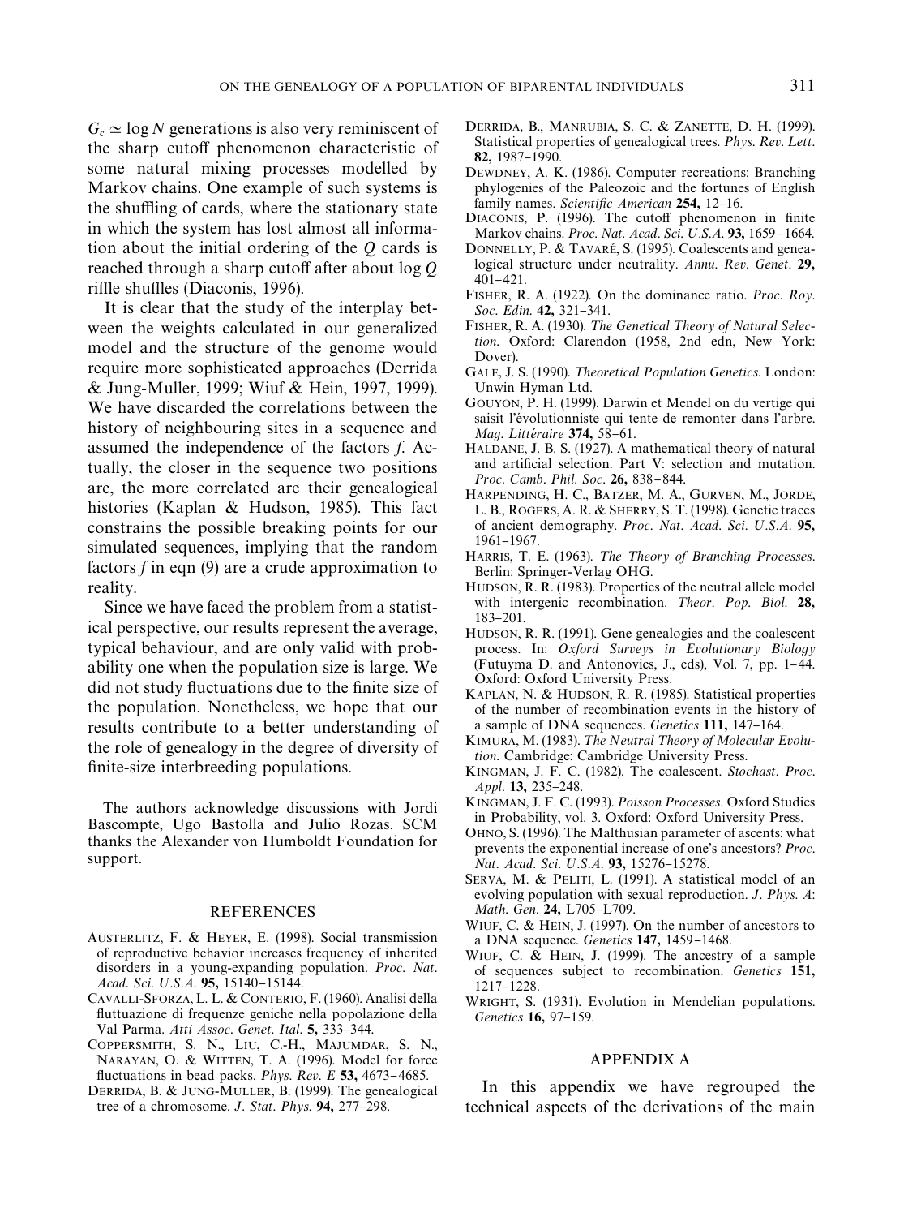$G_c \simeq \log N$ generations is also very reminiscent of the sharp cutoff phenomenon characteristic of some natural mixing processes modelled by Markov chains. One example of such systems is the shuffling of cards, where the stationary state in which the system has lost almost all information about the initial ordering of the $Q$ cards is reached through a sharp cutoff after about $\log Q$ riffle shuffles (Diaconis, 1996).

It is clear that the study of the interplay between the weights calculated in our generalized model and the structure of the genome would require more sophisticated approaches (Derrida & Jung-Muller, 1999; Wiuf & Hein, 1997, 1999). We have discarded the correlations between the history of neighbouring sites in a sequence and assumed the independence of the factors $f$. Actually, the closer in the sequence two positions are, the more correlated are their genealogical histories (Kaplan & Hudson, 1985). This fact constrains the possible breaking points for our simulated sequences, implying that the random factors $f$ in eqn (9) are a crude approximation to reality.

Since we have faced the problem from a statistical perspective, our results represent the average, typical behaviour, and are only valid with probability one when the population size is large. We did not study fluctuations due to the finite size of the population. Nonetheless, we hope that our results contribute to a better understanding of the role of genealogy in the degree of diversity of finite-size interbreeding populations.

The authors acknowledge discussions with Jordi Bascompte, Ugo Bastolla and Julio Rozas. SCM thanks the Alexander von Humboldt Foundation for support.

## REFERENCES

- Austerlitz, F. & Heyer, E. (1998). Social transmission of reproductive behavior increases frequency of inherited disorders in a young-expanding population. *Proc. Nat. Acad. Sci. U.S.A.* **95,** 15140–15144.
- Cavalli-Sforza, L. L. & Conterio, F. (1960). Analisi della fluttuazione di frequenze geniche nella popolazione della Val Parma. *Atti Assoc. Genet. Ital.* **5,** 333–344.
- Coppersmith, S. N., Liu, C.-H., Majumdar, S. N., Narayan, O. & Witten, T. A. (1996). Model for force fluctuations in bead packs. *Phys. Rev. E* **53,** 4673–4685.
- Derrida, B. & Jung-Muller, B. (1999). The genealogical tree of a chromosome. *J. Stat. Phys.* **94,** 277–298.
- Derrida, B., Manrubia, S. C. & Zanette, D. H. (1999). Statistical properties of genealogical trees. *Phys. Rev. Lett.* **82,** 1987–1990.
- Dewdney, A. K. (1986). Computer recreations: Branching phylogenies of the Paleozoic and the fortunes of English family names. *Scientific American* **254,** 12–16.
- Diaconis, P. (1996). The cutoff phenomenon in finite Markov chains. *Proc. Nat. Acad. Sci. U.S.A.* **93,** 1659–1664.
- Donnelly, P. & Tavaré, S. (1995). Coalescents and genealogical structure under neutrality. *Annu. Rev. Genet.* **29,** 401–421.
- Fisher, R. A. (1922). On the dominance ratio. *Proc. Roy. Soc. Edin.* **42,** 321–341.
- Fisher, R. A. (1930). *The Genetical Theory of Natural Selection.* Oxford: Clarendon (1958, 2nd edn, New York: Dover).
- Gale, J. S. (1990). *Theoretical Population Genetics.* London: Unwin Hyman Ltd.
- Gouyon, P. H. (1999). Darwin et Mendel on du vertige qui saisit l'évolutionniste qui tente de remonter dans l'arbre. *Mag. Littéraire* **374,** 58–61.
- Haldane, J. B. S. (1927). A mathematical theory of natural and artificial selection. Part V: selection and mutation. *Proc. Camb. Phil. Soc.* **26,** 838–844.
- Harpending, H. C., Batzer, M. A., Gurven, M., Jorde, L. B., Rogers, A. R. & Sherry, S. T. (1998). Genetic traces of ancient demography. *Proc. Nat. Acad. Sci. U.S.A.* **95,** 1961–1967.
- Harris, T. E. (1963). *The Theory of Branching Processes.* Berlin: Springer-Verlag OHG.
- Hudson, R. R. (1983). Properties of the neutral allele model with intergenic recombination. *Theor. Pop. Biol.* **28,** 183–201.
- Hudson, R. R. (1991). Gene genealogies and the coalescent process. In: *Oxford Surveys in Evolutionary Biology* (Futuyma D. and Antonovics, J., eds), Vol. 7, pp. 1–44. Oxford: Oxford University Press.
- Kaplan, N. & Hudson, R. R. (1985). Statistical properties of the number of recombination events in the history of a sample of DNA sequences. *Genetics* **111,** 147–164.
- Kimura, M. (1983). *The Neutral Theory of Molecular Evolution.* Cambridge: Cambridge University Press.
- Kingman, J. F. C. (1982). The coalescent. *Stochast. Proc. Appl.* **13,** 235–248.
- Kingman, J. F. C. (1993). *Poisson Processes.* Oxford Studies in Probability, vol. 3. Oxford: Oxford University Press.
- Ohno, S. (1996). The Malthusian parameter of ascents: what prevents the exponential increase of one's ancestors? *Proc. Nat. Acad. Sci. U.S.A.* **93,** 15276–15278.
- Serva, M. & Peliti, L. (1991). A statistical model of an evolving population with sexual reproduction. *J. Phys. A: Math. Gen.* **24,** L705–L709.
- Wiuf, C. & Hein, J. (1997). On the number of ancestors to a DNA sequence. *Genetics* **147,** 1459–1468.
- Wiuf, C. & Hein, J. (1999). The ancestry of a sample of sequences subject to recombination. *Genetics* **151,** 1217–1228.
- Wright, S. (1931). Evolution in Mendelian populations. *Genetics* **16,** 97–159.

## APPENDIX A

In this appendix we have regrouped the technical aspects of the derivations of the main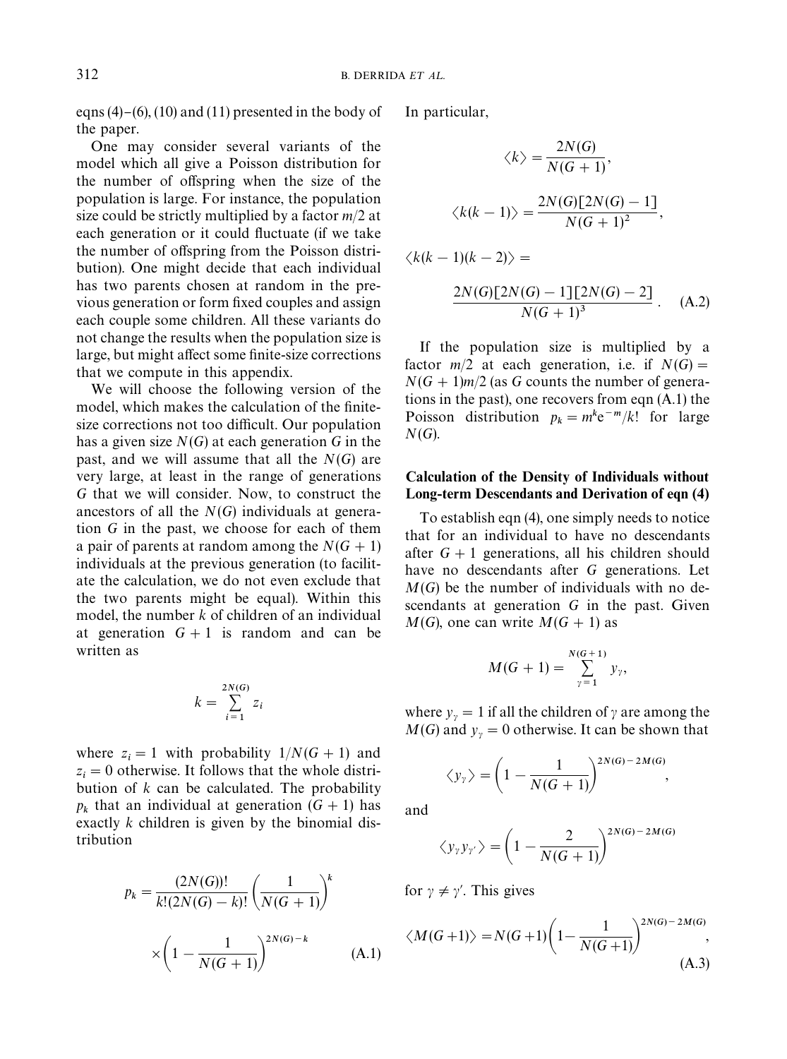eqns (4)–(6), (10) and (11) presented in the body of the paper.

One may consider several variants of the model which all give a Poisson distribution for the number of offspring when the size of the population is large. For instance, the population size could be strictly multiplied by a factor $m/2$ at each generation or it could fluctuate (if we take the number of offspring from the Poisson distribution). One might decide that each individual has two parents chosen at random in the previous generation or form fixed couples and assign each couple some children. All these variants do not change the results when the population size is large, but might affect some finite-size corrections that we compute in this appendix.

We will choose the following version of the model, which makes the calculation of the finite-size corrections not too difficult. Our population has a given size $N(G)$ at each generation $G$ in the past, and we will assume that all the $N(G)$ are very large, at least in the range of generations $G$ that we will consider. Now, to construct the ancestors of all the $N(G)$ individuals at generation $G$ in the past, we choose for each of them a pair of parents at random among the $N(G+1)$ individuals at the previous generation (to facilitate the calculation, we do not even exclude that the two parents might be equal). Within this model, the number $k$ of children of an individual at generation $G+1$ is random and can be written as

$$k = \sum_{i=1}^{2N(G)} z_i$$

where $z_i = 1$ with probability $1/N(G+1)$ and $z_i = 0$ otherwise. It follows that the whole distribution of $k$ can be calculated. The probability $p_k$ that an individual at generation $(G+1)$ has exactly $k$ children is given by the binomial distribution

$$p_k = \frac{(2N(G))!}{k!(2N(G)-k)!}\left(\frac{1}{N(G+1)}\right)^k \times \left(1 - \frac{1}{N(G+1)}\right)^{2N(G)-k} \qquad \text{(A.1)}$$

In particular,

$$\langle k \rangle = \frac{2N(G)}{N(G+1)},$$

$$\langle k(k-1) \rangle = \frac{2N(G)[2N(G)-1]}{N(G+1)^2},$$

$$\langle k(k-1)(k-2) \rangle = \frac{2N(G)[2N(G)-1][2N(G)-2]}{N(G+1)^3}. \qquad \text{(A.2)}$$

If the population size is multiplied by a factor $m/2$ at each generation, i.e. if $N(G) = N(G+1)m/2$ (as $G$ counts the number of generations in the past), one recovers from eqn (A.1) the Poisson distribution $p_k = m^k e^{-m}/k!$ for large $N(G)$.

### Calculation of the Density of Individuals without Long-term Descendants and Derivation of eqn (4)

To establish eqn (4), one simply needs to notice that for an individual to have no descendants after $G+1$ generations, all his children should have no descendants after $G$ generations. Let $M(G)$ be the number of individuals with no descendants at generation $G$ in the past. Given $M(G)$, one can write $M(G+1)$ as

$$M(G+1) = \sum_{\gamma=1}^{N(G+1)} y_\gamma,$$

where $y_\gamma = 1$ if all the children of $\gamma$ are among the $M(G)$ and $y_\gamma = 0$ otherwise. It can be shown that

$$\langle y_\gamma \rangle = \left(1 - \frac{1}{N(G+1)}\right)^{2N(G)-2M(G)},$$

and

$$\langle y_\gamma y_{\gamma'} \rangle = \left(1 - \frac{2}{N(G+1)}\right)^{2N(G)-2M(G)}$$

for $\gamma \neq \gamma'$. This gives

$$\langle M(G+1) \rangle = N(G+1)\left(1 - \frac{1}{N(G+1)}\right)^{2N(G)-2M(G)}, \qquad \text{(A.3)}$$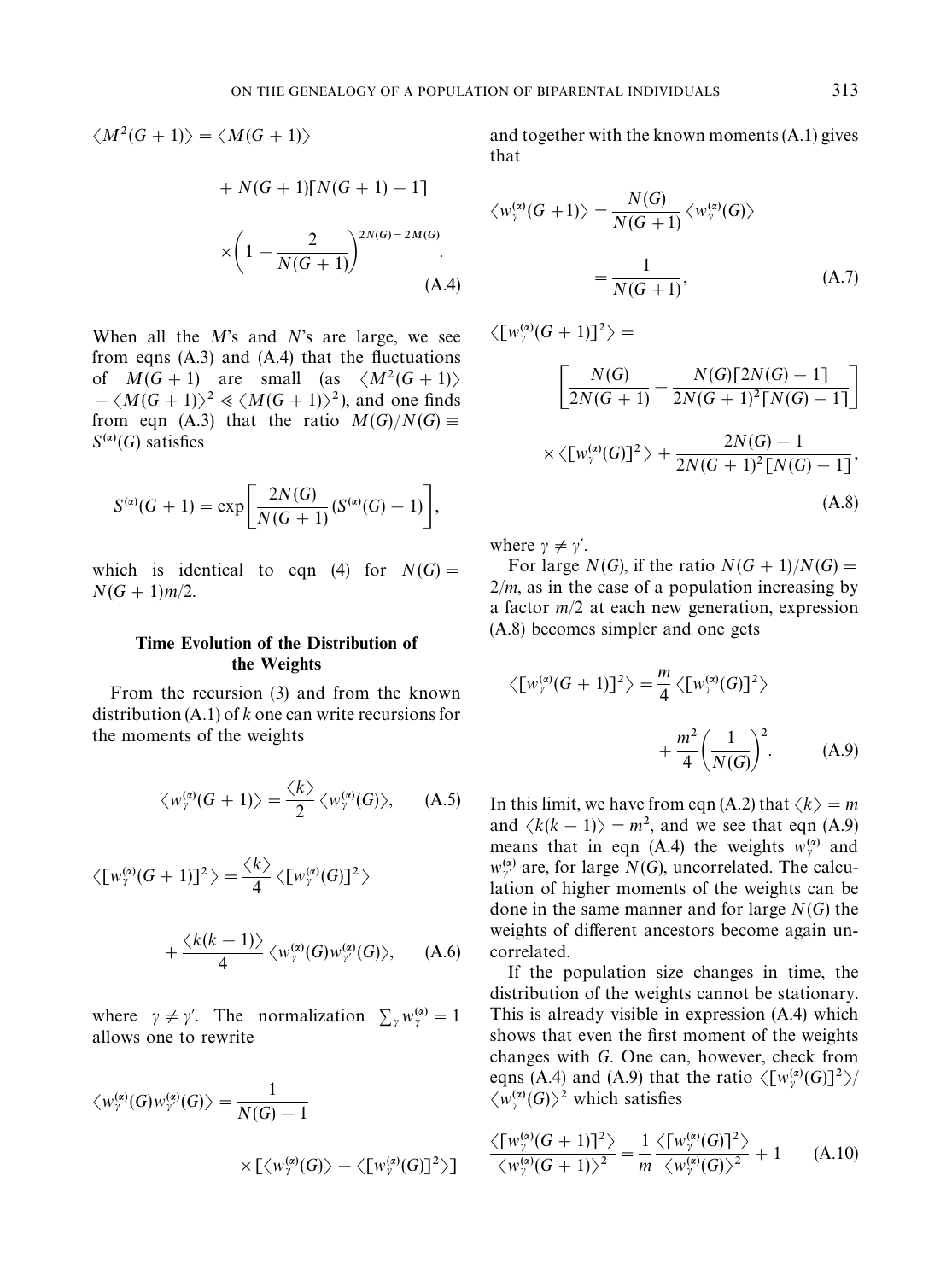$$\langle M^2(G+1)\rangle = \langle M(G+1)\rangle + N(G+1)[N(G+1)-1] \times \left(1-\frac{2}{N(G+1)}\right)^{2N(G)-2M(G)}. \tag{A.4}$$

When all the $M$'s and $N$'s are large, we see from eqns (A.3) and (A.4) that the fluctuations of $M(G+1)$ are small (as $\langle M^2(G+1)\rangle - \langle M(G+1)\rangle^2 \ll \langle M(G+1)\rangle^2$), and one finds from eqn (A.3) that the ratio $M(G)/N(G) \equiv S^{(\alpha)}(G)$ satisfies

$$S^{(\alpha)}(G+1) = \exp\left[\frac{2N(G)}{N(G+1)}(S^{(\alpha)}(G)-1)\right],$$

which is identical to eqn (4) for $N(G) = N(G+1)m/2$.

## Time Evolution of the Distribution of the Weights

From the recursion (3) and from the known distribution (A.1) of $k$ one can write recursions for the moments of the weights

$$\langle w_\gamma^{(\alpha)}(G+1)\rangle = \frac{\langle k\rangle}{2}\langle w_\gamma^{(\alpha)}(G)\rangle, \tag{A.5}$$

$$\langle [w_\gamma^{(\alpha)}(G+1)]^2\rangle = \frac{\langle k\rangle}{4}\langle [w_\gamma^{(\alpha)}(G)]^2\rangle + \frac{\langle k(k-1)\rangle}{4}\langle w_\gamma^{(\alpha)}(G) w_{\gamma'}^{(\alpha)}(G)\rangle, \tag{A.6}$$

where $\gamma \neq \gamma'$. The normalization $\sum_\gamma w_\gamma^{(\alpha)} = 1$ allows one to rewrite

$$\langle w_\gamma^{(\alpha)}(G) w_{\gamma'}^{(\alpha)}(G)\rangle = \frac{1}{N(G)-1} \times [\langle w_\gamma^{(\alpha)}(G)\rangle - \langle [w_\gamma^{(\alpha)}(G)]^2\rangle]$$

and together with the known moments (A.1) gives that

$$\langle w_\gamma^{(\alpha)}(G+1)\rangle = \frac{N(G)}{N(G+1)}\langle w_\gamma^{(\alpha)}(G)\rangle = \frac{1}{N(G+1)}, \tag{A.7}$$

$$\langle [w_\gamma^{(\alpha)}(G+1)]^2\rangle = \left[\frac{N(G)}{2N(G+1)} - \frac{N(G)[2N(G)-1]}{2N(G+1)^2[N(G)-1]}\right] \times \langle [w_\gamma^{(\alpha)}(G)]^2\rangle + \frac{2N(G)-1}{2N(G+1)^2[N(G)-1]}, \tag{A.8}$$

where $\gamma \neq \gamma'$.

For large $N(G)$, if the ratio $N(G+1)/N(G) = 2/m$, as in the case of a population increasing by a factor $m/2$ at each new generation, expression (A.8) becomes simpler and one gets

$$\langle [w_\gamma^{(\alpha)}(G+1)]^2\rangle = \frac{m}{4}\langle [w_\gamma^{(\alpha)}(G)]^2\rangle + \frac{m^2}{4}\left(\frac{1}{N(G)}\right)^2. \tag{A.9}$$

In this limit, we have from eqn (A.2) that $\langle k\rangle = m$ and $\langle k(k-1)\rangle = m^2$, and we see that eqn (A.9) means that in eqn (A.4) the weights $w_\gamma^{(\alpha)}$ and $w_{\gamma'}^{(\alpha)}$ are, for large $N(G)$, uncorrelated. The calculation of higher moments of the weights can be done in the same manner and for large $N(G)$ the weights of different ancestors become again uncorrelated.

If the population size changes in time, the distribution of the weights cannot be stationary. This is already visible in expression (A.4) which shows that even the first moment of the weights changes with $G$. One can, however, check from eqns (A.4) and (A.9) that the ratio $\langle [w_\gamma^{(\alpha)}(G)]^2\rangle / \langle w_\gamma^{(\alpha)}(G)\rangle^2$ which satisfies

$$\frac{\langle [w_\gamma^{(\alpha)}(G+1)]^2\rangle}{\langle w_\gamma^{(\alpha)}(G+1)\rangle^2} = \frac{1}{m}\frac{\langle [w_\gamma^{(\alpha)}(G)]^2\rangle}{\langle w_\gamma^{(\alpha)}(G)\rangle^2} + 1 \tag{A.10}$$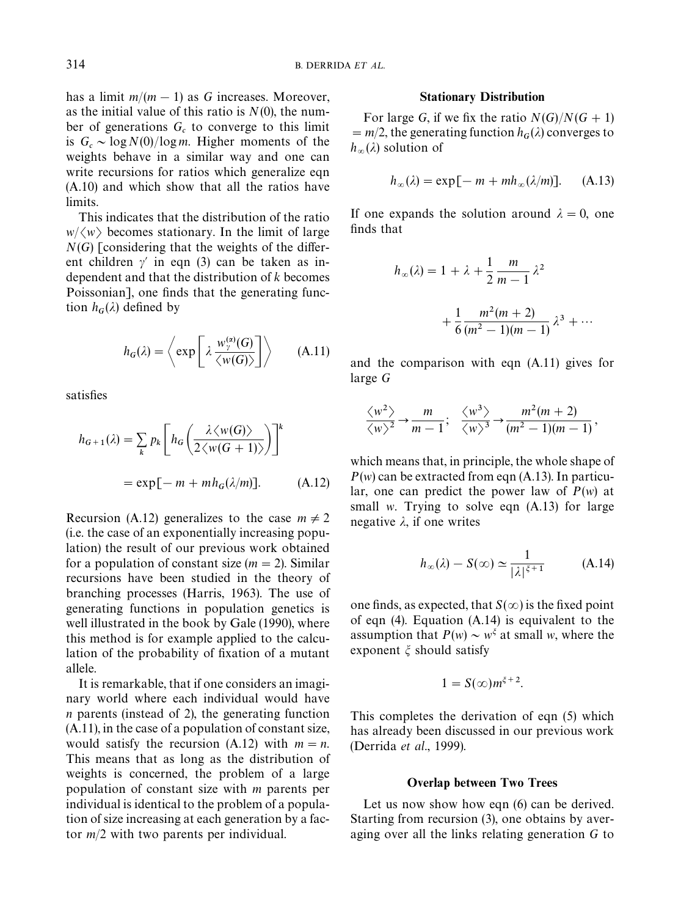has a limit $m/(m-1)$ as $G$ increases. Moreover, as the initial value of this ratio is $N(0)$, the number of generations $G_c$ to converge to this limit is $G_c \sim \log N(0)/\log m$. Higher moments of the weights behave in a similar way and one can write recursions for ratios which generalize eqn (A.10) and which show that all the ratios have limits.

This indicates that the distribution of the ratio $w/\langle w \rangle$ becomes stationary. In the limit of large $N(G)$ [considering that the weights of the different children $\gamma'$ in eqn (3) can be taken as independent and that the distribution of $k$ becomes Poissonian], one finds that the generating function $h_G(\lambda)$ defined by

$$h_G(\lambda) = \left\langle \exp\left[\lambda \frac{w_\gamma^{(\alpha)}(G)}{\langle w(G) \rangle}\right] \right\rangle \qquad \text{(A.11)}$$

satisfies

$$h_{G+1}(\lambda) = \sum_k p_k \left[ h_G\left( \frac{\lambda \langle w(G) \rangle}{2\langle w(G+1) \rangle} \right) \right]^k$$
$$= \exp[-m + m h_G(\lambda/m)]. \qquad \text{(A.12)}$$

Recursion (A.12) generalizes to the case $m \neq 2$ (i.e. the case of an exponentially increasing population) the result of our previous work obtained for a population of constant size ($m = 2$). Similar recursions have been studied in the theory of branching processes (Harris, 1963). The use of generating functions in population genetics is well illustrated in the book by Gale (1990), where this method is for example applied to the calculation of the probability of fixation of a mutant allele.

It is remarkable, that if one considers an imaginary world where each individual would have $n$ parents (instead of 2), the generating function (A.11), in the case of a population of constant size, would satisfy the recursion (A.12) with $m = n$. This means that as long as the distribution of weights is concerned, the problem of a large population of constant size with $m$ parents per individual is identical to the problem of a population of size increasing at each generation by a factor $m/2$ with two parents per individual.

### Stationary Distribution

For large $G$, if we fix the ratio $N(G)/N(G+1) = m/2$, the generating function $h_G(\lambda)$ converges to $h_\infty(\lambda)$ solution of

$$h_\infty(\lambda) = \exp[-m + m h_\infty(\lambda/m)]. \qquad \text{(A.13)}$$

If one expands the solution around $\lambda = 0$, one finds that

$$h_\infty(\lambda) = 1 + \lambda + \frac{1}{2}\frac{m}{m-1}\lambda^2 + \frac{1}{6}\frac{m^2(m+2)}{(m^2-1)(m-1)}\lambda^3 + \cdots$$

and the comparison with eqn (A.11) gives for large $G$

$$\frac{\langle w^2 \rangle}{\langle w \rangle^2} \to \frac{m}{m-1}; \quad \frac{\langle w^3 \rangle}{\langle w \rangle^3} \to \frac{m^2(m+2)}{(m^2-1)(m-1)},$$

which means that, in principle, the whole shape of $P(w)$ can be extracted from eqn (A.13). In particular, one can predict the power law of $P(w)$ at small $w$. Trying to solve eqn (A.13) for large negative $\lambda$, if one writes

$$h_\infty(\lambda) - S(\infty) \simeq \frac{1}{|\lambda|^{\xi+1}} \qquad \text{(A.14)}$$

one finds, as expected, that $S(\infty)$ is the fixed point of eqn (4). Equation (A.14) is equivalent to the assumption that $P(w) \sim w^\xi$ at small $w$, where the exponent $\xi$ should satisfy

$$1 = S(\infty) m^{\xi+2}.$$

This completes the derivation of eqn (5) which has already been discussed in our previous work (Derrida *et al.*, 1999).

### Overlap between Two Trees

Let us now show how eqn (6) can be derived. Starting from recursion (3), one obtains by averaging over all the links relating generation $G$ to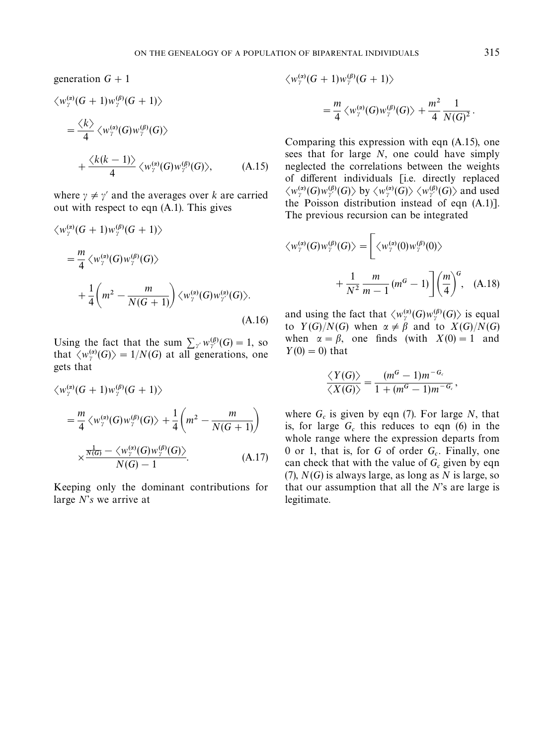generation $G+1$

$$\langle w_{\gamma}^{(\alpha)}(G+1) w_{\gamma}^{(\beta)}(G+1)\rangle$$
$$= \frac{\langle k \rangle}{4} \langle w_{\gamma}^{(\alpha)}(G) w_{\gamma}^{(\beta)}(G)\rangle$$
$$+ \frac{\langle k(k-1)\rangle}{4} \langle w_{\gamma}^{(\alpha)}(G) w_{\gamma'}^{(\beta)}(G)\rangle, \quad \text{(A.15)}$$

where $\gamma \neq \gamma'$ and the averages over $k$ are carried out with respect to eqn (A.1). This gives

$$\langle w_{\gamma}^{(\alpha)}(G+1) w_{\gamma}^{(\beta)}(G+1)\rangle$$
$$= \frac{m}{4} \langle w_{\gamma}^{(\alpha)}(G) w_{\gamma}^{(\beta)}(G)\rangle$$
$$+ \frac{1}{4}\left(m^2 - \frac{m}{N(G+1)}\right) \langle w_{\gamma}^{(\alpha)}(G) w_{\gamma'}^{(\alpha)}(G)\rangle. \quad \text{(A.16)}$$

Using the fact that the sum $\sum_{\gamma'} w_{\gamma'}^{(\beta)}(G) = 1$, so that $\langle w_{\gamma}^{(\alpha)}(G)\rangle = 1/N(G)$ at all generations, one gets that

$$\langle w_{\gamma}^{(\alpha)}(G+1) w_{\gamma}^{(\beta)}(G+1)\rangle$$
$$= \frac{m}{4} \langle w_{\gamma}^{(\alpha)}(G) w_{\gamma}^{(\beta)}(G)\rangle + \frac{1}{4}\left(m^2 - \frac{m}{N(G+1)}\right)$$
$$\times \frac{\frac{1}{N(G)} - \langle w_{\gamma}^{(\alpha)}(G) w_{\gamma}^{(\beta)}(G)\rangle}{N(G)-1}. \quad \text{(A.17)}$$

Keeping only the dominant contributions for large $N$'s we arrive at

$$\langle w_{\gamma}^{(\alpha)}(G+1) w_{\gamma}^{(\beta)}(G+1)\rangle$$
$$= \frac{m}{4} \langle w_{\gamma}^{(\alpha)}(G) w_{\gamma}^{(\beta)}(G)\rangle + \frac{m^2}{4} \frac{1}{N(G)^2}.$$

Comparing this expression with eqn (A.15), one sees that for large $N$, one could have simply neglected the correlations between the weights of different individuals [i.e. directly replaced $\langle w_{\gamma}^{(\alpha)}(G) w_{\gamma'}^{(\beta)}(G)\rangle$ by $\langle w_{\gamma}^{(\alpha)}(G)\rangle \langle w_{\gamma'}^{(\beta)}(G)\rangle$ and used the Poisson distribution instead of eqn (A.1)]. The previous recursion can be integrated

$$\langle w_{\gamma}^{(\alpha)}(G) w_{\gamma}^{(\beta)}(G)\rangle = \left[ \langle w_{\gamma}^{(\alpha)}(0) w_{\gamma}^{(\beta)}(0)\rangle + \frac{1}{N^2} \frac{m}{m-1}(m^G - 1) \right] \left(\frac{m}{4}\right)^G, \quad \text{(A.18)}$$

and using the fact that $\langle w_{\gamma}^{(\alpha)}(G) w_{\gamma}^{(\beta)}(G)\rangle$ is equal to $Y(G)/N(G)$ when $\alpha \neq \beta$ and to $X(G)/N(G)$ when $\alpha = \beta$, one finds (with $X(0) = 1$ and $Y(0) = 0$) that

$$\frac{\langle Y(G)\rangle}{\langle X(G)\rangle} = \frac{(m^G - 1)m^{-G_c}}{1 + (m^G - 1)m^{-G_c}},$$

where $G_c$ is given by eqn (7). For large $N$, that is, for large $G_c$ this reduces to eqn (6) in the whole range where the expression departs from 0 or 1, that is, for $G$ of order $G_c$. Finally, one can check that with the value of $G_c$ given by eqn (7), $N(G)$ is always large, as long as $N$ is large, so that our assumption that all the $N$'s are large is legitimate.